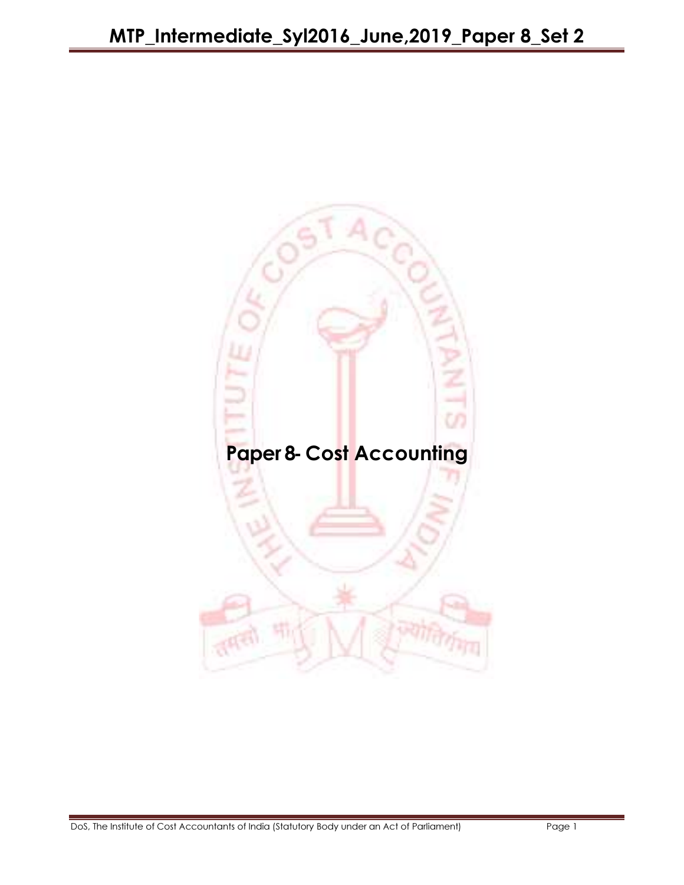# Paper 8- Cost Accounting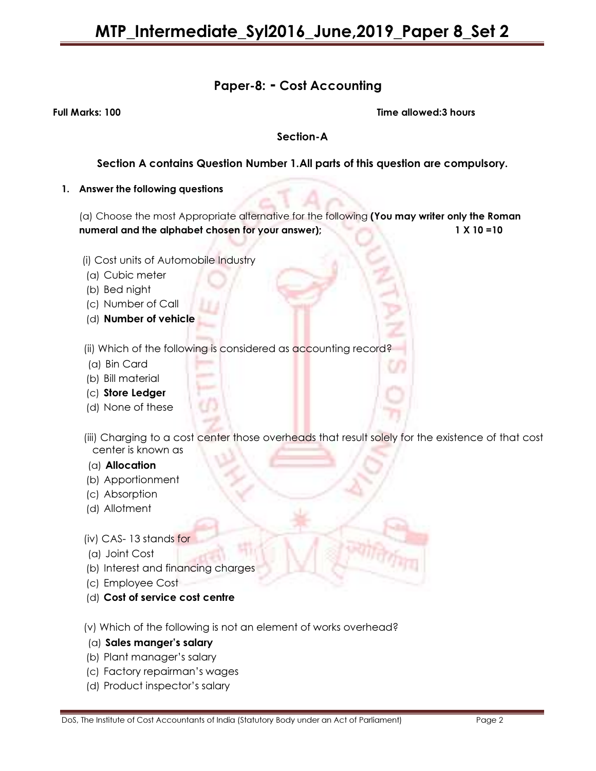## Paper-8: - Cost Accounting

**Full Marks: 100** **Time allowed:3 hours**

### Section-A

**Section A contains Question Number 1.All parts of this question are compulsory.**

1. **Answer the following questions**

(a) Choose the most Appropriate alternative for the following **(You may writer only the Roman numeral and the alphabet chosen for your answer);** **1 X 10 =10**

(i) Cost units of Automobile Industry
 (a) Cubic meter
 (b) Bed night
 (c) Number of Call
 (d) **Number of vehicle**

(ii) Which of the following is considered as accounting record?
 (a) Bin Card
 (b) Bill material
 (c) **Store Ledger**
 (d) None of these

(iii) Charging to a cost center those overheads that result solely for the existence of that cost center is known as
 (a) **Allocation**
 (b) Apportionment
 (c) Absorption
 (d) Allotment

(iv) CAS- 13 stands for
 (a) Joint Cost
 (b) Interest and financing charges
 (c) Employee Cost
 (d) **Cost of service cost centre**

(v) Which of the following is not an element of works overhead?
 (a) **Sales manger's salary**
 (b) Plant manager's salary
 (c) Factory repairman's wages
 (d) Product inspector's salary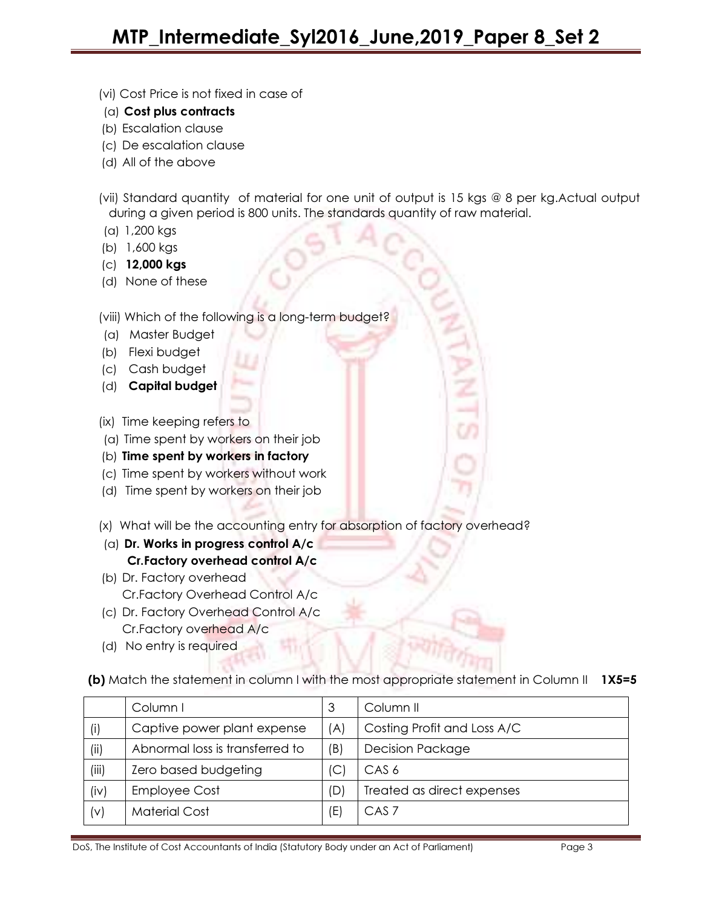(vi) Cost Price is not fixed in case of

(a) **Cost plus contracts**

(b) Escalation clause

(c) De escalation clause

(d) All of the above

(vii) Standard quantity of material for one unit of output is 15 kgs @ 8 per kg.Actual output during a given period is 800 units. The standards quantity of raw material.

(a) 1,200 kgs

(b) 1,600 kgs

(c) **12,000 kgs**

(d) None of these

(viii) Which of the following is a long-term budget?

(a) Master Budget

(b) Flexi budget

(c) Cash budget

(d) **Capital budget**

(ix) Time keeping refers to

(a) Time spent by workers on their job

(b) **Time spent by workers in factory**

(c) Time spent by workers without work

(d) Time spent by workers on their job

(x) What will be the accounting entry for absorption of factory overhead?

(a) **Dr. Works in progress control A/c**
**Cr.Factory overhead control A/c**

(b) Dr. Factory overhead
Cr.Factory Overhead Control A/c

(c) Dr. Factory Overhead Control A/c
Cr.Factory overhead A/c

(d) No entry is required

**(b)** Match the statement in column I with the most appropriate statement in Column II **1X5=5**

| | Column I | 3 | Column II |
|---|---|---|---|
| (i) | Captive power plant expense | (A) | Costing Profit and Loss A/C |
| (ii) | Abnormal loss is transferred to | (B) | Decision Package |
| (iii) | Zero based budgeting | (C) | CAS 6 |
| (iv) | Employee Cost | (D) | Treated as direct expenses |
| (v) | Material Cost | (E) | CAS 7 |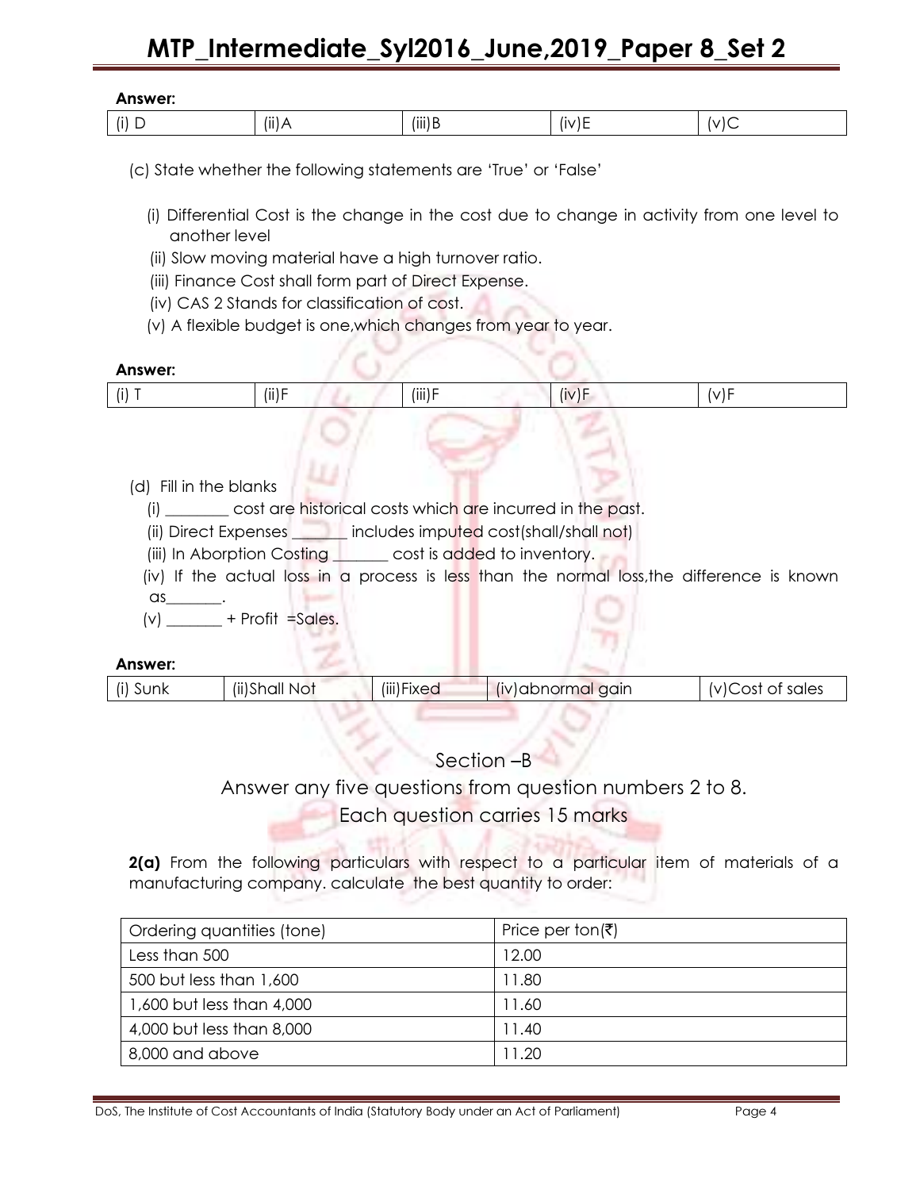**Answer:**

| (i) D | (ii) A | (iii) B | (iv) E | (v) C |
|---|---|---|---|---|

(c) State whether the following statements are 'True' or 'False'

(i) Differential Cost is the change in the cost due to change in activity from one level to another level

(ii) Slow moving material have a high turnover ratio.

(iii) Finance Cost shall form part of Direct Expense.

(iv) CAS 2 Stands for classification of cost.

(v) A flexible budget is one,which changes from year to year.

**Answer:**

| (i) T | (ii) F | (iii) F | (iv) F | (v) F |
|---|---|---|---|---|

(d) Fill in the blanks

(i) ________ cost are historical costs which are incurred in the past.

(ii) Direct Expenses _______ includes imputed cost(shall/shall not)

(iii) In Aborption Costing _______ cost is added to inventory.

(iv) If the actual loss in a process is less than the normal loss,the difference is known as_______.

(v) _______ + Profit =Sales.

**Answer:**

| (i) Sunk | (ii) Shall Not | (iii) Fixed | (iv) abnormal gain | (v) Cost of sales |
|---|---|---|---|---|

## Section –B

Answer any five questions from question numbers 2 to 8.

Each question carries 15 marks

**2(a)** From the following particulars with respect to a particular item of materials of a manufacturing company. calculate the best quantity to order:

| Ordering quantities (tone) | Price per ton(₹) |
|---|---|
| Less than 500 | 12.00 |
| 500 but less than 1,600 | 11.80 |
| 1,600 but less than 4,000 | 11.60 |
| 4,000 but less than 8,000 | 11.40 |
| 8,000 and above | 11.20 |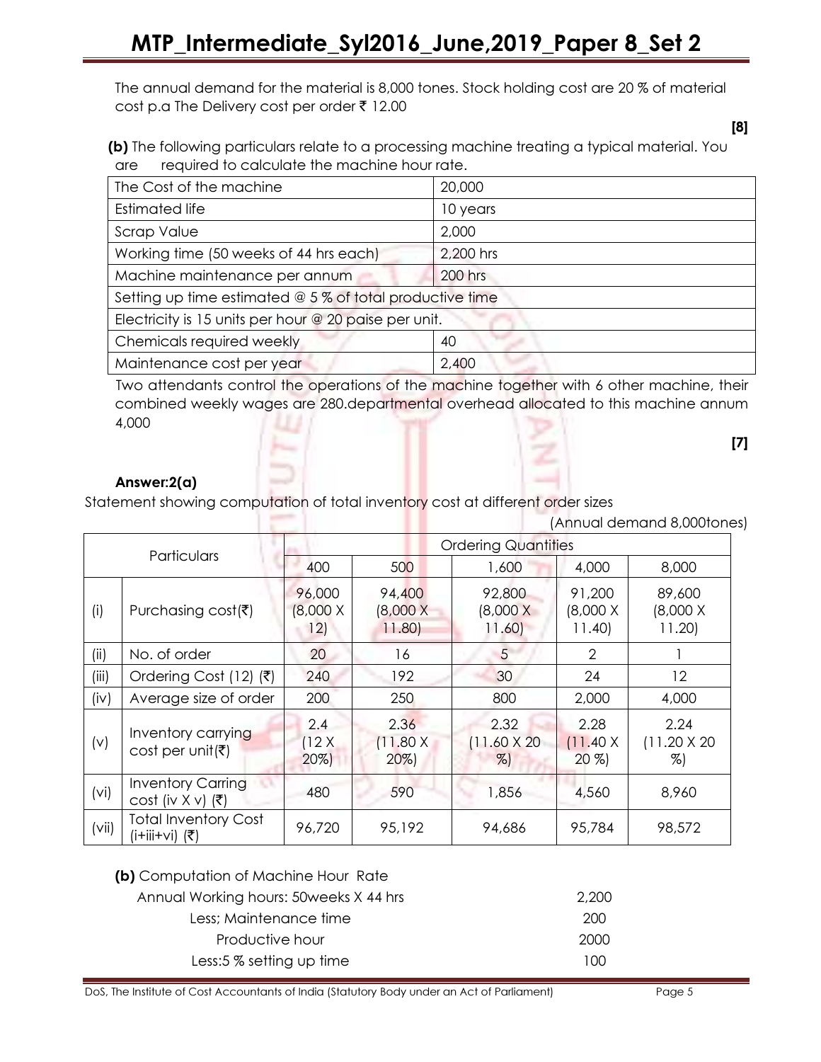The annual demand for the material is 8,000 tones. Stock holding cost are 20 % of material cost p.a The Delivery cost per order ₹ 12.00

**[8]**

**(b)** The following particulars relate to a processing machine treating a typical material. You are required to calculate the machine hour rate.

| The Cost of the machine | 20,000 |
|---|---|
| Estimated life | 10 years |
| Scrap Value | 2,000 |
| Working time (50 weeks of 44 hrs each) | 2,200 hrs |
| Machine maintenance per annum | 200 hrs |
| Setting up time estimated @ 5 % of total productive time | |
| Electricity is 15 units per hour @ 20 paise per unit. | |
| Chemicals required weekly | 40 |
| Maintenance cost per year | 2,400 |

Two attendants control the operations of the machine together with 6 other machine, their combined weekly wages are 280.departmental overhead allocated to this machine annum 4,000

**[7]**

**Answer:2(a)**

Statement showing computation of total inventory cost at different order sizes

(Annual demand 8,000tones)

| | Particulars | Ordering Quantities | | | | |
|---|---|---|---|---|---|---|
| | | 400 | 500 | 1,600 | 4,000 | 8,000 |
| (i) | Purchasing cost(₹) | 96,000 (8,000 X 12) | 94,400 (8,000 X 11.80) | 92,800 (8,000 X 11.60) | 91,200 (8,000 X 11.40) | 89,600 (8,000 X 11.20) |
| (ii) | No. of order | 20 | 16 | 5 | 2 | 1 |
| (iii) | Ordering Cost (12) (₹) | 240 | 192 | 30 | 24 | 12 |
| (iv) | Average size of order | 200 | 250 | 800 | 2,000 | 4,000 |
| (v) | Inventory carrying cost per unit(₹) | 2.4 (12 X 20%) | 2.36 (11.80 X 20%) | 2.32 (11.60 X 20 %) | 2.28 (11.40 X 20 %) | 2.24 (11.20 X 20 %) |
| (vi) | Inventory Carring cost (iv X v) (₹) | 480 | 590 | 1,856 | 4,560 | 8,960 |
| (vii) | Total Inventory Cost (i+iii+vi) (₹) | 96,720 | 95,192 | 94,686 | 95,784 | 98,572 |

**(b)** Computation of Machine Hour Rate

| | |
|---|---|
| Annual Working hours: 50weeks X 44 hrs | 2,200 |
| Less; Maintenance time | 200 |
| Productive hour | 2000 |
| Less:5 % setting up time | 100 |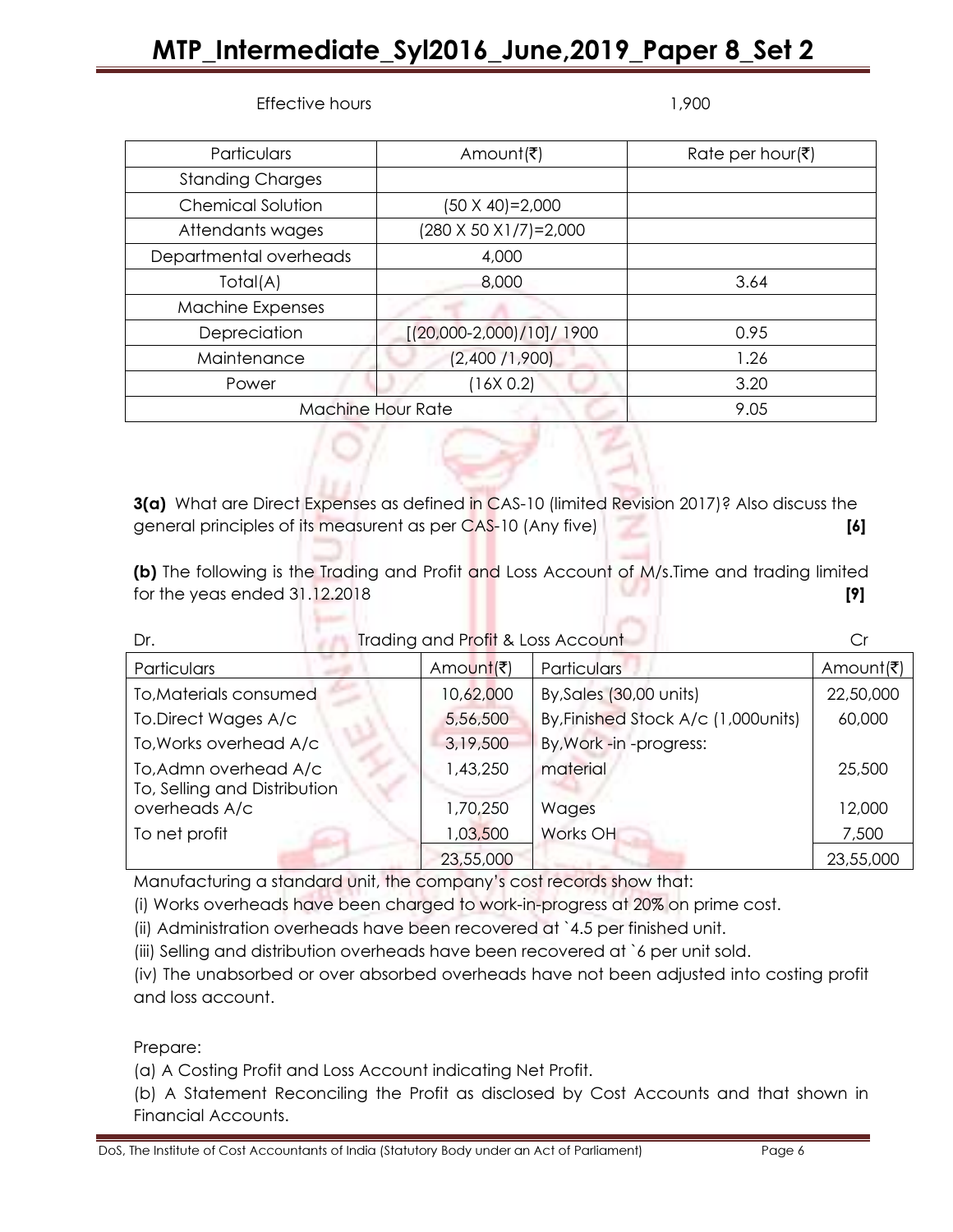Effective hours 1,900

| Particulars | Amount(₹) | Rate per hour(₹) |
|---|---|---|
| Standing Charges | | |
| Chemical Solution | (50 X 40)=2,000 | |
| Attendants wages | (280 X 50 X1/7)=2,000 | |
| Departmental overheads | 4,000 | |
| Total(A) | 8,000 | 3.64 |
| Machine Expenses | | |
| Depreciation | [(20,000-2,000)/10]/ 1900 | 0.95 |
| Maintenance | (2,400 /1,900) | 1.26 |
| Power | (16X 0.2) | 3.20 |
| Machine Hour Rate | | 9.05 |

**3(a)** What are Direct Expenses as defined in CAS-10 (limited Revision 2017)? Also discuss the general principles of its measurent as per CAS-10 (Any five) **[6]**

**(b)** The following is the Trading and Profit and Loss Account of M/s.Time and trading limited for the yeas ended 31.12.2018 **[9]**

Dr. Trading and Profit & Loss Account Cr

| Particulars | Amount(₹) | Particulars | Amount(₹) |
|---|---|---|---|
| To,Materials consumed | 10,62,000 | By,Sales (30,00 units) | 22,50,000 |
| To.Direct Wages A/c | 5,56,500 | By,Finished Stock A/c (1,000units) | 60,000 |
| To,Works overhead A/c | 3,19,500 | By,Work -in -progress: | |
| To,Admn overhead A/c | 1,43,250 | material | 25,500 |
| To, Selling and Distribution overheads A/c | 1,70,250 | Wages | 12,000 |
| To net profit | 1,03,500 | Works OH | 7,500 |
| | 23,55,000 | | 23,55,000 |

Manufacturing a standard unit, the company's cost records show that:

(i) Works overheads have been charged to work-in-progress at 20% on prime cost.

(ii) Administration overheads have been recovered at `4.5 per finished unit.

(iii) Selling and distribution overheads have been recovered at `6 per unit sold.

(iv) The unabsorbed or over absorbed overheads have not been adjusted into costing profit and loss account.

Prepare:

(a) A Costing Profit and Loss Account indicating Net Profit.

(b) A Statement Reconciling the Profit as disclosed by Cost Accounts and that shown in Financial Accounts.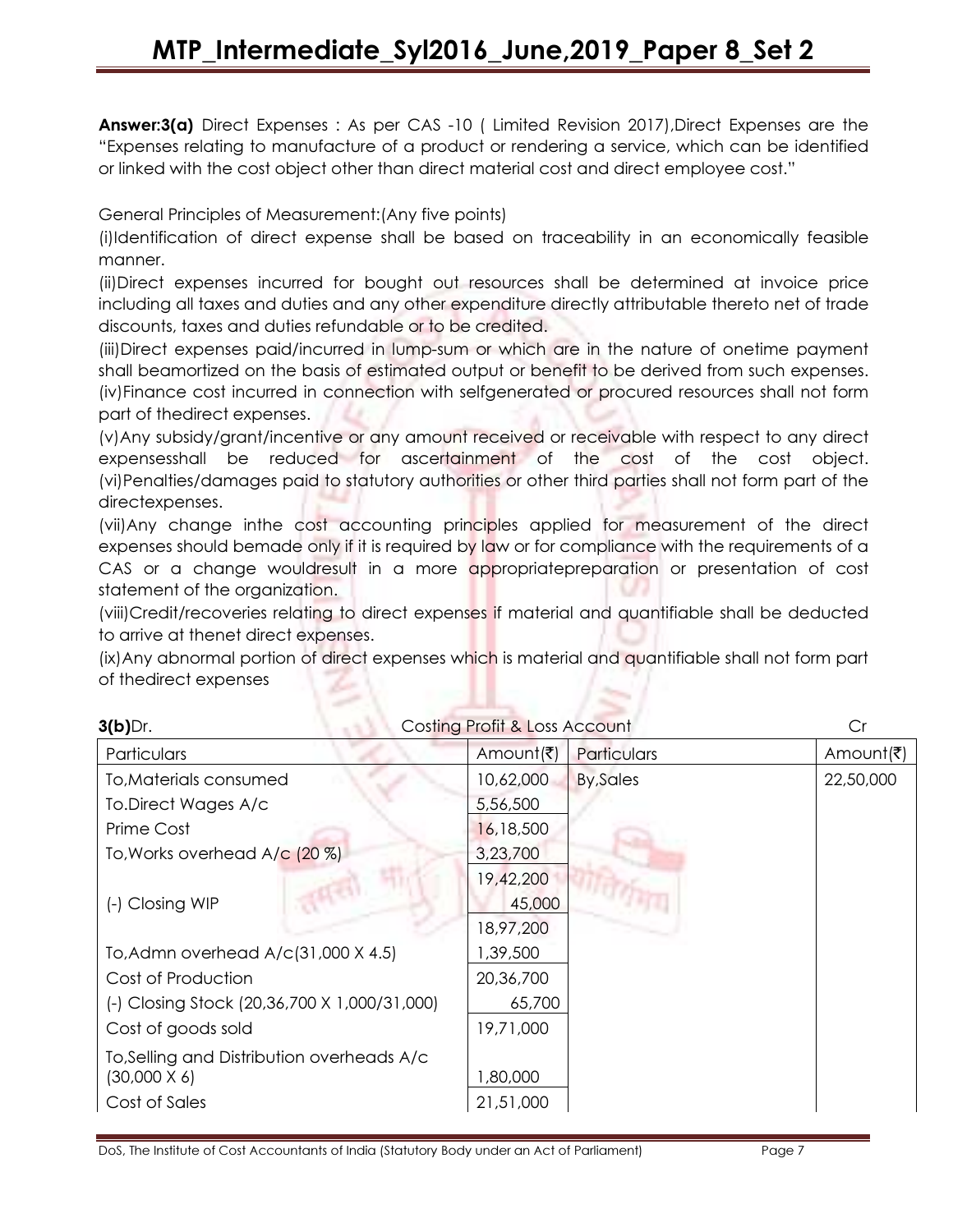**Answer:3(a)** Direct Expenses : As per CAS -10 ( Limited Revision 2017),Direct Expenses are the "Expenses relating to manufacture of a product or rendering a service, which can be identified or linked with the cost object other than direct material cost and direct employee cost."

General Principles of Measurement:(Any five points)

(i)Identification of direct expense shall be based on traceability in an economically feasible manner.

(ii)Direct expenses incurred for bought out resources shall be determined at invoice price including all taxes and duties and any other expenditure directly attributable thereto net of trade discounts, taxes and duties refundable or to be credited.

(iii)Direct expenses paid/incurred in lump-sum or which are in the nature of onetime payment shall beamortized on the basis of estimated output or benefit to be derived from such expenses.

(iv)Finance cost incurred in connection with selfgenerated or procured resources shall not form part of thedirect expenses.

(v)Any subsidy/grant/incentive or any amount received or receivable with respect to any direct expensesshall be reduced for ascertainment of the cost of the cost object.

(vi)Penalties/damages paid to statutory authorities or other third parties shall not form part of the directexpenses.

(vii)Any change inthe cost accounting principles applied for measurement of the direct expenses should bemade only if it is required by law or for compliance with the requirements of a CAS or a change wouldresult in a more appropriatepreparation or presentation of cost statement of the organization.

(viii)Credit/recoveries relating to direct expenses if material and quantifiable shall be deducted to arrive at thenet direct expenses.

(ix)Any abnormal portion of direct expenses which is material and quantifiable shall not form part of thedirect expenses

**3(b)**Dr. Costing Profit & Loss Account Cr

| Particulars | Amount(₹) | Particulars | Amount(₹) |
|---|---|---|---|
| To,Materials consumed | 10,62,000 | By,Sales | 22,50,000 |
| To.Direct Wages A/c | 5,56,500 | | |
| Prime Cost | 16,18,500 | | |
| To,Works overhead A/c (20 %) | 3,23,700 | | |
| | 19,42,200 | | |
| (-) Closing WIP | 45,000 | | |
| | 18,97,200 | | |
| To,Admn overhead A/c(31,000 X 4.5) | 1,39,500 | | |
| Cost of Production | 20,36,700 | | |
| (-) Closing Stock (20,36,700 X 1,000/31,000) | 65,700 | | |
| Cost of goods sold | 19,71,000 | | |
| To,Selling and Distribution overheads A/c (30,000 X 6) | 1,80,000 | | |
| Cost of Sales | 21,51,000 | | |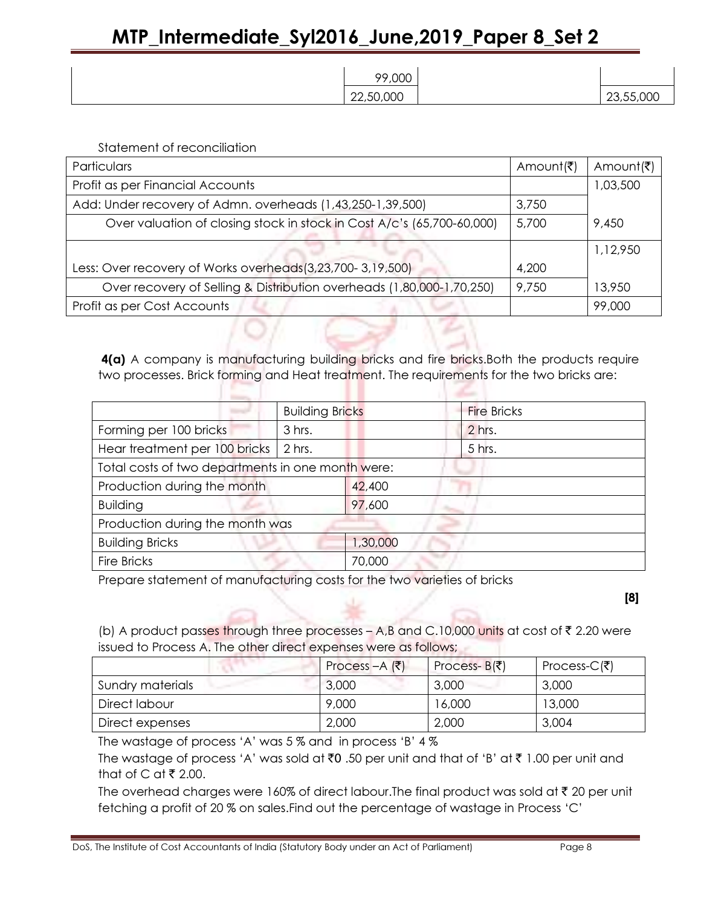| | 99,000 | | |
|---|---|---|---|
| | 22,50,000 | | 23,55,000 |

Statement of reconciliation

| Particulars | Amount(₹) | Amount(₹) |
|---|---|---|
| Profit as per Financial Accounts | | 1,03,500 |
| Add: Under recovery of Admn. overheads (1,43,250-1,39,500) | 3,750 | |
| Over valuation of closing stock in stock in Cost A/c's (65,700-60,000) | 5,700 | 9,450 |
| | | 1,12,950 |
| Less: Over recovery of Works overheads(3,23,700- 3,19,500) | 4,200 | |
| Over recovery of Selling & Distribution overheads (1,80,000-1,70,250) | 9,750 | 13,950 |
| Profit as per Cost Accounts | | 99,000 |

**4(a)** A company is manufacturing building bricks and fire bricks.Both the products require two processes. Brick forming and Heat treatment. The requirements for the two bricks are:

| | Building Bricks | | Fire Bricks |
|---|---|---|---|
| Forming per 100 bricks | 3 hrs. | | 2 hrs. |
| Hear treatment per 100 bricks | 2 hrs. | | 5 hrs. |
| Total costs of two departments in one month were: | | | |
| Production during the month | | 42,400 | |
| Building | | 97,600 | |
| Production during the month was | | | |
| Building Bricks | | 1,30,000 | |
| Fire Bricks | | 70,000 | |

Prepare statement of manufacturing costs for the two varieties of bricks

**[8]**

(b) A product passes through three processes – A,B and C.10,000 units at cost of ₹ 2.20 were issued to Process A. The other direct expenses were as follows;

| | Process –A (₹) | Process- B(₹) | Process-C(₹) |
|---|---|---|---|
| Sundry materials | 3,000 | 3,000 | 3,000 |
| Direct labour | 9,000 | 16,000 | 13,000 |
| Direct expenses | 2,000 | 2,000 | 3,004 |

The wastage of process 'A' was 5 % and in process 'B' 4 %

The wastage of process 'A' was sold at ₹**0** .50 per unit and that of 'B' at ₹ 1.00 per unit and that of C at ₹ 2.00.

The overhead charges were 160% of direct labour.The final product was sold at ₹ 20 per unit fetching a profit of 20 % on sales.Find out the percentage of wastage in Process 'C'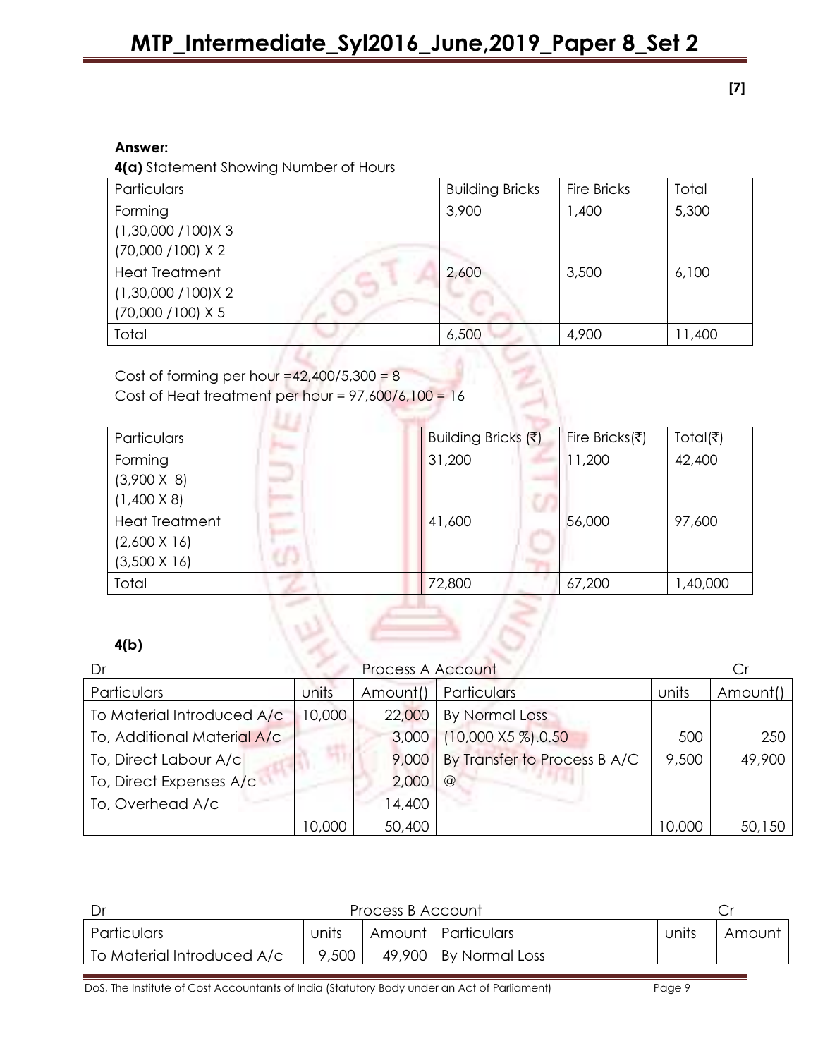**[7]**

**Answer:**

**4(a)** Statement Showing Number of Hours

| Particulars | Building Bricks | Fire Bricks | Total |
|---|---|---|---|
| Forming<br>(1,30,000 /100)X 3<br>(70,000 /100) X 2 | 3,900 | 1,400 | 5,300 |
| Heat Treatment<br>(1,30,000 /100)X 2<br>(70,000 /100) X 5 | 2,600 | 3,500 | 6,100 |
| Total | 6,500 | 4,900 | 11,400 |

Cost of forming per hour =42,400/5,300 = 8

Cost of Heat treatment per hour = 97,600/6,100 = 16

| Particulars | Building Bricks (₹) | Fire Bricks(₹) | Total(₹) |
|---|---|---|---|
| Forming<br>(3,900 X 8)<br>(1,400 X 8) | 31,200 | 11,200 | 42,400 |
| Heat Treatment<br>(2,600 X 16)<br>(3,500 X 16) | 41,600 | 56,000 | 97,600 |
| Total | 72,800 | 67,200 | 1,40,000 |

**4(b)**

Dr — Process A Account — Cr

| Particulars | units | Amount() | Particulars | units | Amount() |
|---|---|---|---|---|---|
| To Material Introduced A/c | 10,000 | 22,000 | By Normal Loss | | |
| To, Additional Material A/c | | 3,000 | (10,000 X5 %).0.50 | 500 | 250 |
| To, Direct Labour A/c | | 9,000 | By Transfer to Process B A/C | 9,500 | 49,900 |
| To, Direct Expenses A/c | | 2,000 | @ | | |
| To, Overhead A/c | | 14,400 | | | |
| | 10,000 | 50,400 | | 10,000 | 50,150 |

Dr — Process B Account — Cr

| Particulars | units | Amount | Particulars | units | Amount |
|---|---|---|---|---|---|
| To Material Introduced A/c | 9,500 | 49,900 | By Normal Loss | | |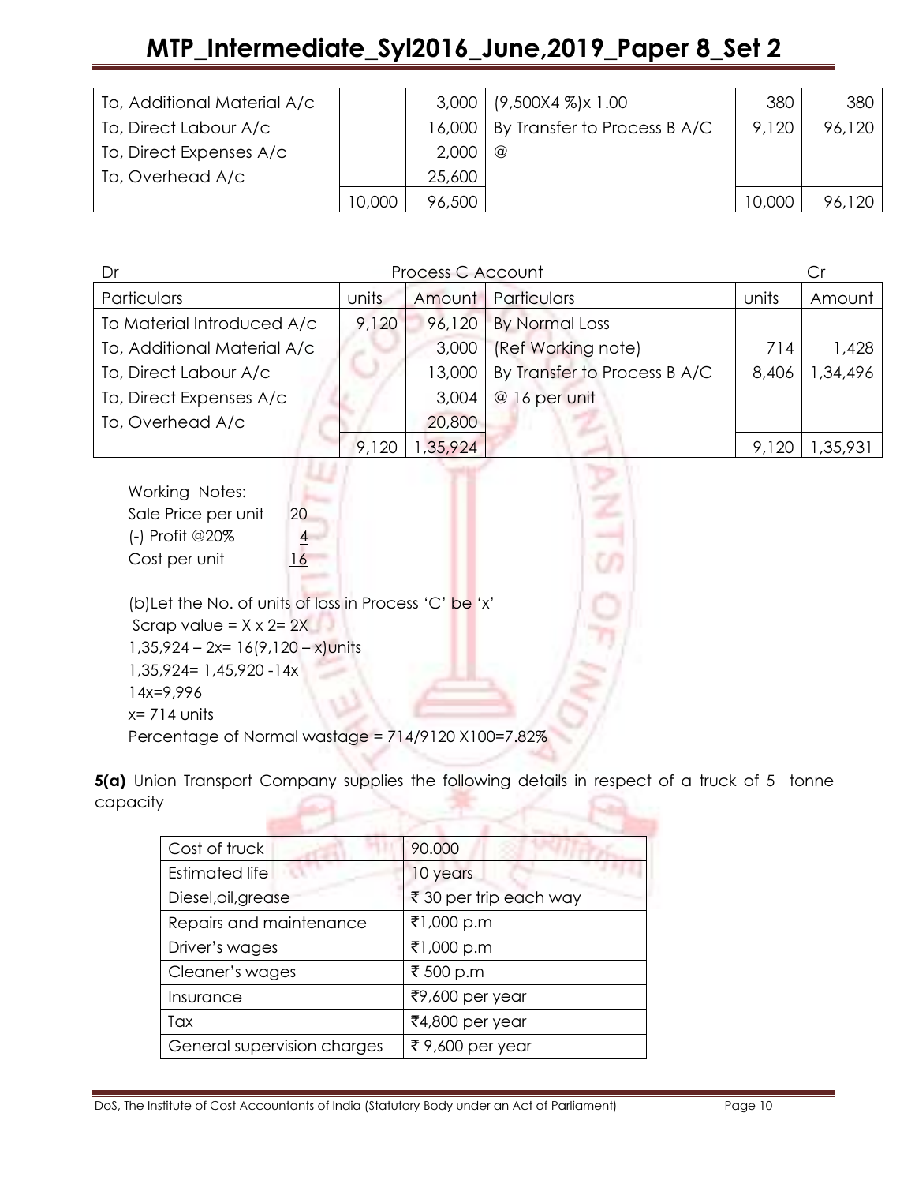| To, Additional Material A/c | | 3,000 | (9,500X4 %)x 1.00 | 380 | 380 |
|---|---|---|---|---|---|
| To, Direct Labour A/c | | 16,000 | By Transfer to Process B A/C | 9,120 | 96,120 |
| To, Direct Expenses A/c | | 2,000 | @ | | |
| To, Overhead A/c | | 25,600 | | | |
| | 10,000 | 96,500 | | 10,000 | 96,120 |

Dr Process C Account Cr

| Particulars | units | Amount | Particulars | units | Amount |
|---|---|---|---|---|---|
| To Material Introduced A/c | 9,120 | 96,120 | By Normal Loss | | |
| To, Additional Material A/c | | 3,000 | (Ref Working note) | 714 | 1,428 |
| To, Direct Labour A/c | | 13,000 | By Transfer to Process B A/C | 8,406 | 1,34,496 |
| To, Direct Expenses A/c | | 3,004 | @ 16 per unit | | |
| To, Overhead A/c | | 20,800 | | | |
| | 9,120 | 1,35,924 | | 9,120 | 1,35,931 |

Working Notes:

| | |
|---|---|
| Sale Price per unit | 20 |
| (-) Profit @20% | 4 |
| Cost per unit | 16 |

(b)Let the No. of units of loss in Process 'C' be 'x'

Scrap value = X x 2= 2X

1,35,924 – 2x= 16(9,120 – x)units

1,35,924= 1,45,920 -14x

14x=9,996

x= 714 units

Percentage of Normal wastage = 714/9120 X100=7.82%

**5(a)** Union Transport Company supplies the following details in respect of a truck of 5 tonne capacity

| Cost of truck | 90.000 |
|---|---|
| Estimated life | 10 years |
| Diesel,oil,grease | ₹ 30 per trip each way |
| Repairs and maintenance | ₹1,000 p.m |
| Driver's wages | ₹1,000 p.m |
| Cleaner's wages | ₹ 500 p.m |
| Insurance | ₹9,600 per year |
| Tax | ₹4,800 per year |
| General supervision charges | ₹ 9,600 per year |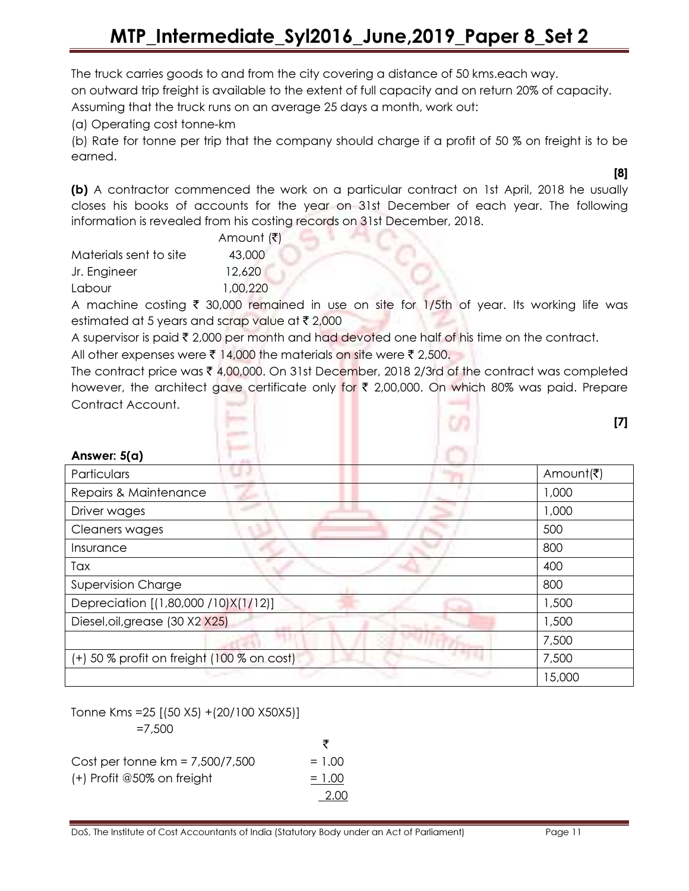The truck carries goods to and from the city covering a distance of 50 kms.each way.
on outward trip freight is available to the extent of full capacity and on return 20% of capacity.
Assuming that the truck runs on an average 25 days a month, work out:

(a) Operating cost tonne-km

(b) Rate for tonne per trip that the company should charge if a profit of 50 % on freight is to be earned.

**[8]**

**(b)** A contractor commenced the work on a particular contract on 1st April, 2018 he usually closes his books of accounts for the year on 31st December of each year. The following information is revealed from his costing records on 31st December, 2018.

| | Amount (₹) |
|---|---|
| Materials sent to site | 43,000 |
| Jr. Engineer | 12,620 |
| Labour | 1,00,220 |

A machine costing ₹ 30,000 remained in use on site for 1/5th of year. Its working life was estimated at 5 years and scrap value at ₹ 2,000

A supervisor is paid ₹ 2,000 per month and had devoted one half of his time on the contract.

All other expenses were ₹ 14,000 the materials on site were ₹ 2,500.

The contract price was ₹ 4,00,000. On 31st December, 2018 2/3rd of the contract was completed however, the architect gave certificate only for ₹ 2,00,000. On which 80% was paid. Prepare Contract Account.

**[7]**

**Answer: 5(a)**

| Particulars | Amount(₹) |
|---|---|
| Repairs & Maintenance | 1,000 |
| Driver wages | 1,000 |
| Cleaners wages | 500 |
| Insurance | 800 |
| Tax | 400 |
| Supervision Charge | 800 |
| Depreciation [(1,80,000 /10)X(1/12)] | 1,500 |
| Diesel,oil,grease (30 X2 X25) | 1,500 |
| | 7,500 |
| (+) 50 % profit on freight (100 % on cost) | 7,500 |
| | 15,000 |

Tonne Kms =25 [(50 X5) +(20/100 X50X5)]
=7,500

| | ₹ |
|---|---|
| Cost per tonne km = 7,500/7,500 | = 1.00 |
| (+) Profit @50% on freight | = 1.00 |
| | 2.00 |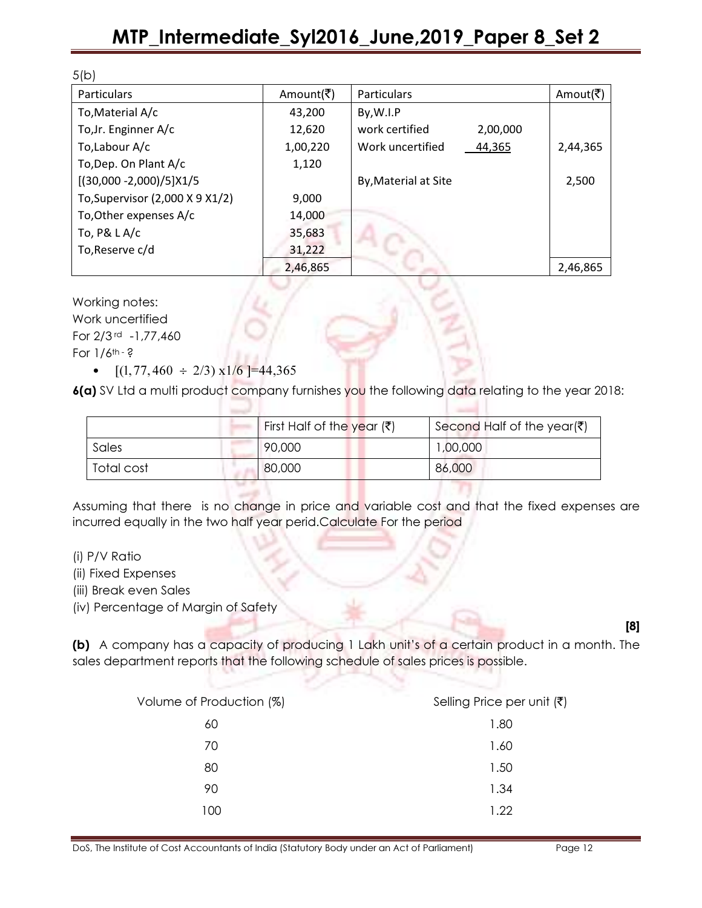5(b)

| Particulars | Amount(₹) | Particulars | | Amout(₹) |
|---|---|---|---|---|
| To,Material A/c | 43,200 | By,W.I.P | | |
| To,Jr. Enginner A/c | 12,620 | work certified | 2,00,000 | |
| To,Labour A/c | 1,00,220 | Work uncertified | 44,365 | 2,44,365 |
| To,Dep. On Plant A/c | 1,120 | | | |
| [(30,000 -2,000)/5]X1/5 | | By,Material at Site | | 2,500 |
| To,Supervisor (2,000 X 9 X1/2) | 9,000 | | | |
| To,Other expenses A/c | 14,000 | | | |
| To, P& L A/c | 35,683 | | | |
| To,Reserve c/d | 31,222 | | | |
| | 2,46,865 | | | 2,46,865 |

Working notes:

Work uncertified

For 2/3[rd] -1,77,460

For 1/6[th] - ?

- $[(1,77,460 \div 2/3) \text{ x}1/6] = 44,365$

**6(a)** SV Ltd a multi product company furnishes you the following data relating to the year 2018:

| | First Half of the year (₹) | Second Half of the year(₹) |
|---|---|---|
| Sales | 90,000 | 1,00,000 |
| Total cost | 80,000 | 86,000 |

Assuming that there is no change in price and variable cost and that the fixed expenses are incurred equally in the two half year perid.Calculate For the period

(i) P/V Ratio

(ii) Fixed Expenses

(iii) Break even Sales

(iv) Percentage of Margin of Safety

**[8]**

**(b)** A company has a capacity of producing 1 Lakh unit's of a certain product in a month. The sales department reports that the following schedule of sales prices is possible.

| Volume of Production (%) | Selling Price per unit (₹) |
|---|---|
| 60 | 1.80 |
| 70 | 1.60 |
| 80 | 1.50 |
| 90 | 1.34 |
| 100 | 1.22 |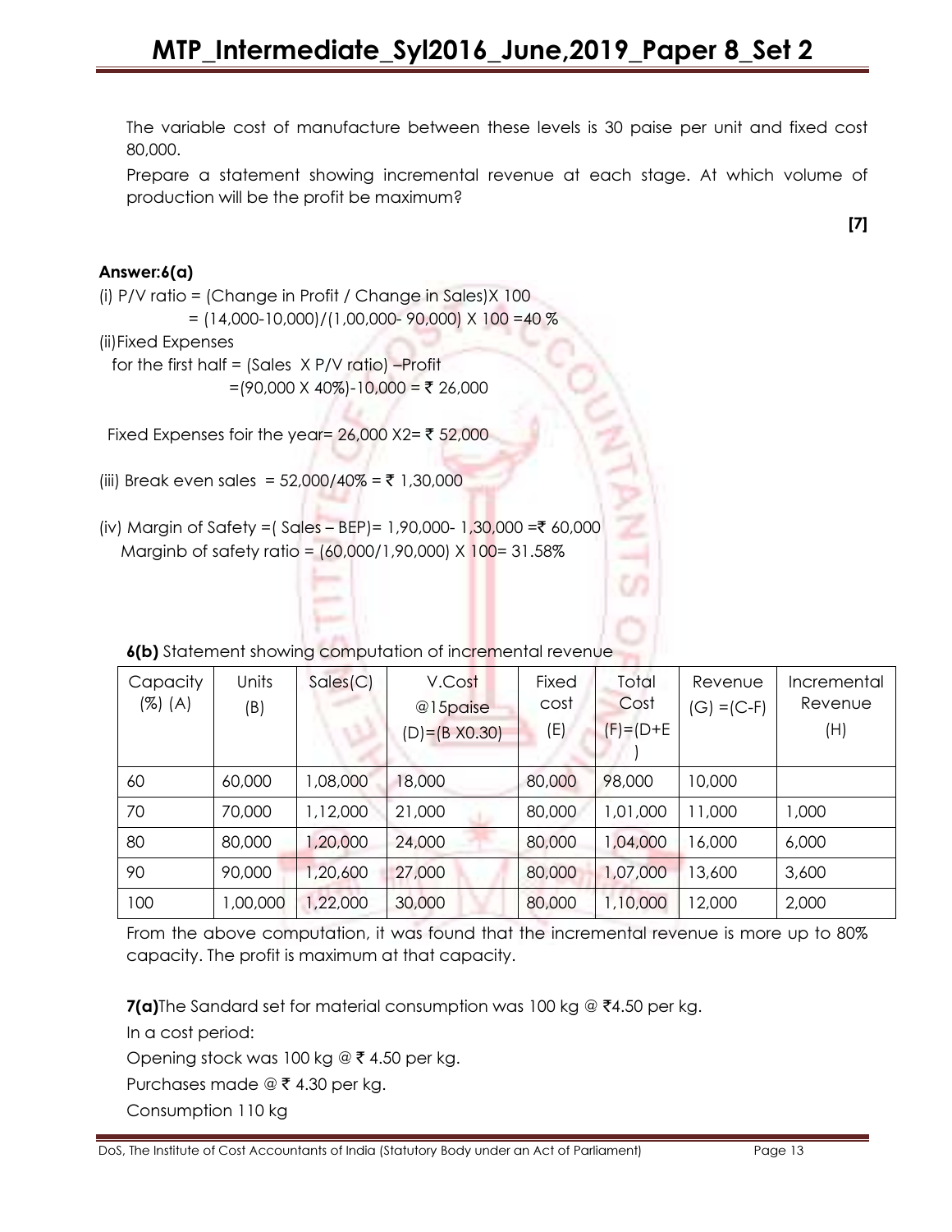The variable cost of manufacture between these levels is 30 paise per unit and fixed cost 80,000.

Prepare a statement showing incremental revenue at each stage. At which volume of production will be the profit be maximum?

**[7]**

**Answer:6(a)**

(i) P/V ratio = (Change in Profit / Change in Sales)X 100

= (14,000-10,000)/(1,00,000- 90,000) X 100 =40 %

(ii)Fixed Expenses

for the first half = (Sales X P/V ratio) –Profit

=(90,000 X 40%)-10,000 = ₹ 26,000

Fixed Expenses foir the year= 26,000 X2= ₹ 52,000

(iii) Break even sales = 52,000/40% = ₹ 1,30,000

(iv) Margin of Safety =( Sales – BEP)= 1,90,000- 1,30,000 =₹ 60,000

Marginb of safety ratio = (60,000/1,90,000) X 100= 31.58%

**6(b)** Statement showing computation of incremental revenue

| Capacity (%) (A) | Units (B) | Sales(C) | V.Cost @15paise (D)=(B X0.30) | Fixed cost (E) | Total Cost (F)=(D+E) | Revenue (G) =(C-F) | Incremental Revenue (H) |
|---|---|---|---|---|---|---|---|
| 60 | 60,000 | 1,08,000 | 18,000 | 80,000 | 98,000 | 10,000 | |
| 70 | 70,000 | 1,12,000 | 21,000 | 80,000 | 1,01,000 | 11,000 | 1,000 |
| 80 | 80,000 | 1,20,000 | 24,000 | 80,000 | 1,04,000 | 16,000 | 6,000 |
| 90 | 90,000 | 1,20,600 | 27,000 | 80,000 | 1,07,000 | 13,600 | 3,600 |
| 100 | 1,00,000 | 1,22,000 | 30,000 | 80,000 | 1,10,000 | 12,000 | 2,000 |

From the above computation, it was found that the incremental revenue is more up to 80% capacity. The profit is maximum at that capacity.

**7(a)**The Sandard set for material consumption was 100 kg @ ₹4.50 per kg.

In a cost period:

Opening stock was 100 kg @ ₹ 4.50 per kg.

Purchases made @ ₹ 4.30 per kg.

Consumption 110 kg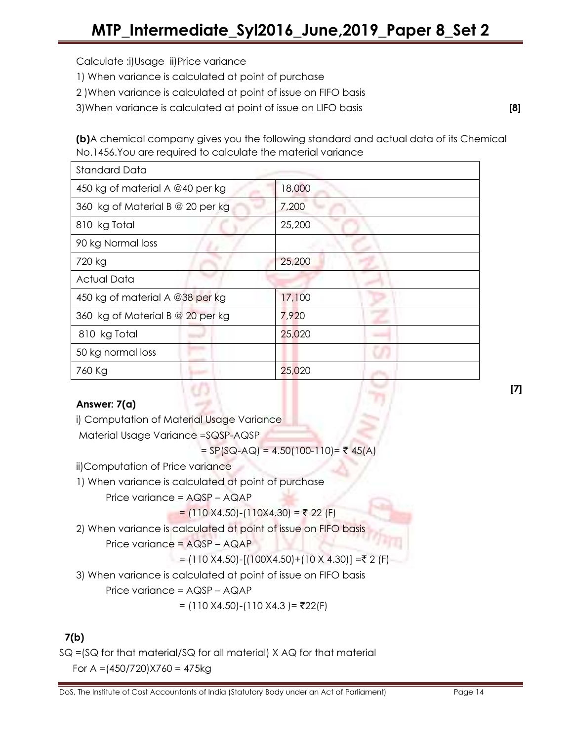Calculate :i)Usage ii)Price variance

1) When variance is calculated at point of purchase

2 )When variance is calculated at point of issue on FIFO basis

3)When variance is calculated at point of issue on LIFO basis **[8]**

**(b)**A chemical company gives you the following standard and actual data of its Chemical No.1456.You are required to calculate the material variance

| Standard Data | |
|---|---|
| 450 kg of material A @40 per kg | 18,000 |
| 360 kg of Material B @ 20 per kg | 7,200 |
| 810 kg Total | 25,200 |
| 90 kg Normal loss | |
| 720 kg | 25,200 |
| Actual Data | |
| 450 kg of material A @38 per kg | 17,100 |
| 360 kg of Material B @ 20 per kg | 7,920 |
| 810 kg Total | 25,020 |
| 50 kg normal loss | |
| 760 Kg | 25,020 |

**[7]**

**Answer: 7(a)**

i) Computation of Material Usage Variance

Material Usage Variance =SQSP-AQSP

= SP(SQ-AQ) = 4.50(100-110)= ₹ 45(A)

ii)Computation of Price variance

1) When variance is calculated at point of purchase

Price variance = AQSP – AQAP

= (110 X4.50)-(110X4.30) = ₹ 22 (F)

2) When variance is calculated at point of issue on FIFO basis

Price variance = AQSP – AQAP

= (110 X4.50)-[(100X4.50)+(10 X 4.30)] =₹ 2 (F)

3) When variance is calculated at point of issue on FIFO basis

Price variance = AQSP – AQAP

= (110 X4.50)-(110 X4.3 )= ₹22(F)

**7(b)**

SQ =(SQ for that material/SQ for all material) X AQ for that material

For A =(450/720)X760 = 475kg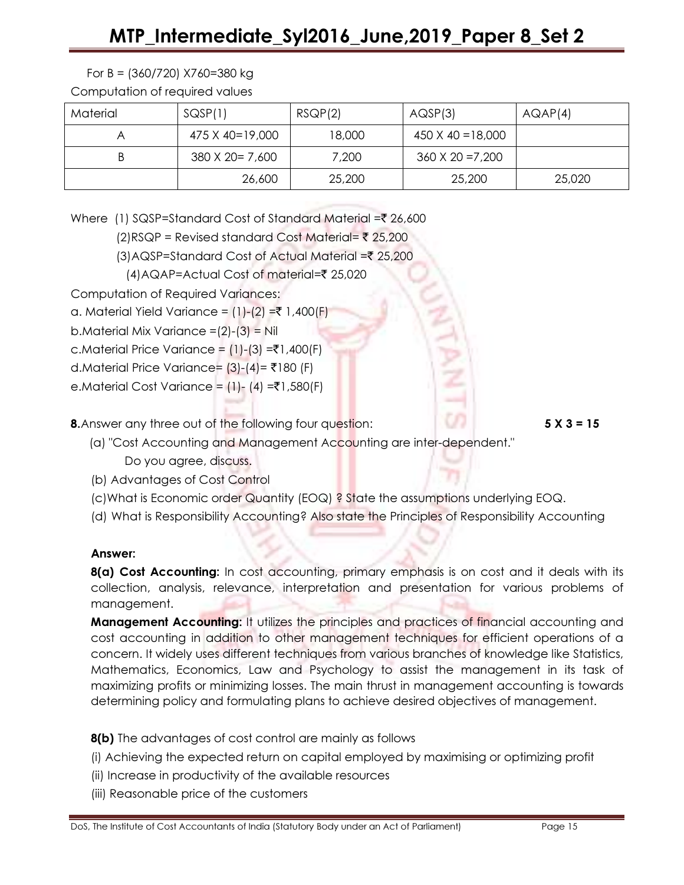For B = (360/720) X760=380 kg

Computation of required values

| Material | SQSP(1) | RSQP(2) | AQSP(3) | AQAP(4) |
|---|---|---|---|---|
| A | 475 X 40=19,000 | 18,000 | 450 X 40 =18,000 | |
| B | 380 X 20= 7,600 | 7,200 | 360 X 20 =7,200 | |
| | 26,600 | 25,200 | 25,200 | 25,020 |

Where (1) SQSP=Standard Cost of Standard Material =₹ 26,600

(2)RSQP = Revised standard Cost Material= ₹ 25,200

(3)AQSP=Standard Cost of Actual Material =₹ 25,200

(4)AQAP=Actual Cost of material=₹ 25,020

Computation of Required Variances:

a. Material Yield Variance = (1)-(2) =₹ 1,400(F)

b.Material Mix Variance =(2)-(3) = Nil

c.Material Price Variance = (1)-(3) =₹1,400(F)

d.Material Price Variance= (3)-(4)= ₹180 (F)

e.Material Cost Variance = (1)- (4) =₹1,580(F)

**8.**Answer any three out of the following four question: **5 X 3 = 15**

(a) "Cost Accounting and Management Accounting are inter-dependent."
Do you agree, discuss.

(b) Advantages of Cost Control

(c)What is Economic order Quantity (EOQ) ? State the assumptions underlying EOQ.

(d) What is Responsibility Accounting? Also state the Principles of Responsibility Accounting

**Answer:**

**8(a) Cost Accounting:** In cost accounting, primary emphasis is on cost and it deals with its collection, analysis, relevance, interpretation and presentation for various problems of management.

**Management Accounting:** It utilizes the principles and practices of financial accounting and cost accounting in addition to other management techniques for efficient operations of a concern. It widely uses different techniques from various branches of knowledge like Statistics, Mathematics, Economics, Law and Psychology to assist the management in its task of maximizing profits or minimizing losses. The main thrust in management accounting is towards determining policy and formulating plans to achieve desired objectives of management.

**8(b)** The advantages of cost control are mainly as follows

(i) Achieving the expected return on capital employed by maximising or optimizing profit

(ii) Increase in productivity of the available resources

(iii) Reasonable price of the customers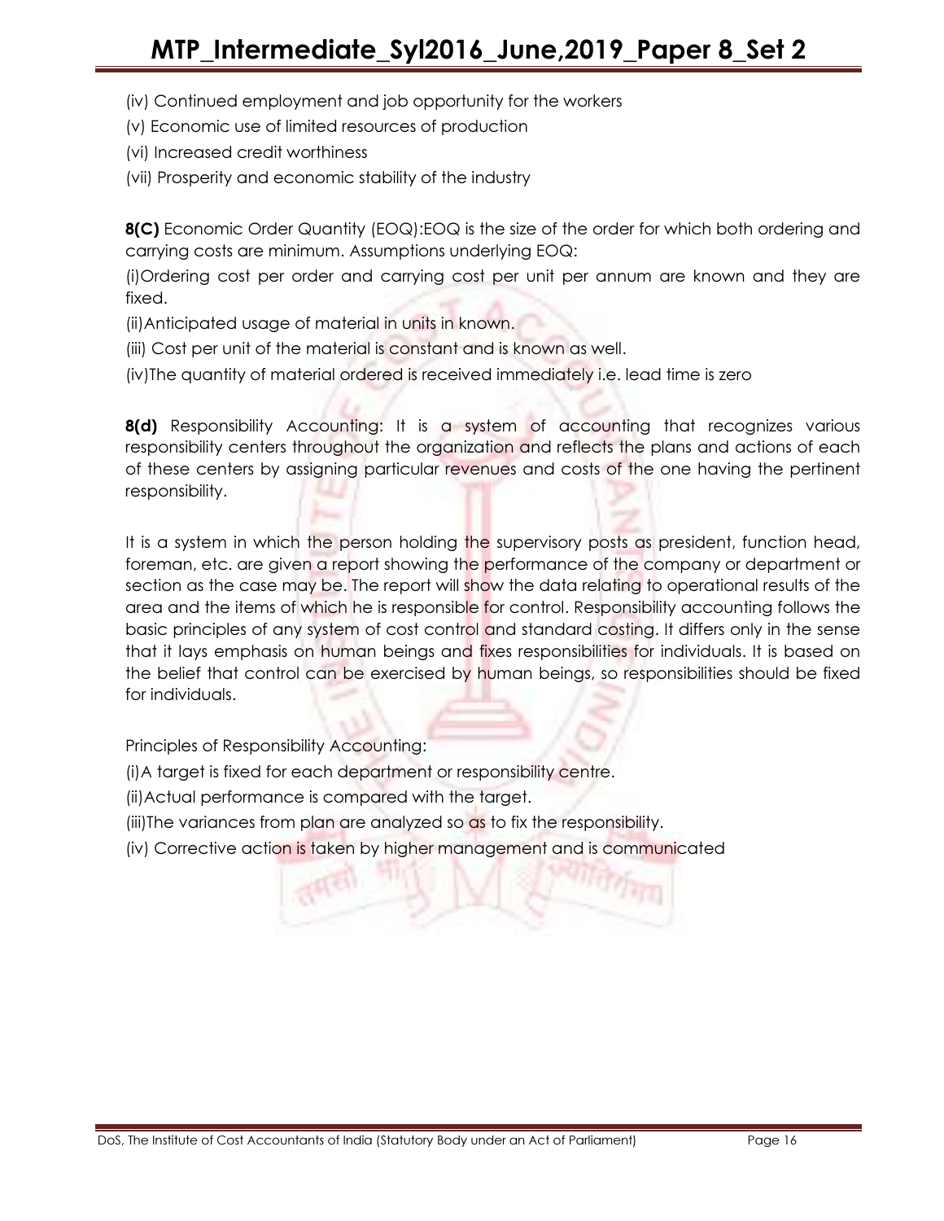(iv) Continued employment and job opportunity for the workers

(v) Economic use of limited resources of production

(vi) Increased credit worthiness

(vii) Prosperity and economic stability of the industry

**8(C)** Economic Order Quantity (EOQ):EOQ is the size of the order for which both ordering and carrying costs are minimum. Assumptions underlying EOQ:

(i)Ordering cost per order and carrying cost per unit per annum are known and they are fixed.

(ii)Anticipated usage of material in units in known.

(iii) Cost per unit of the material is constant and is known as well.

(iv)The quantity of material ordered is received immediately i.e. lead time is zero

**8(d)** Responsibility Accounting: It is a system of accounting that recognizes various responsibility centers throughout the organization and reflects the plans and actions of each of these centers by assigning particular revenues and costs of the one having the pertinent responsibility.

It is a system in which the person holding the supervisory posts as president, function head, foreman, etc. are given a report showing the performance of the company or department or section as the case may be. The report will show the data relating to operational results of the area and the items of which he is responsible for control. Responsibility accounting follows the basic principles of any system of cost control and standard costing. It differs only in the sense that it lays emphasis on human beings and fixes responsibilities for individuals. It is based on the belief that control can be exercised by human beings, so responsibilities should be fixed for individuals.

Principles of Responsibility Accounting:

(i)A target is fixed for each department or responsibility centre.

(ii)Actual performance is compared with the target.

(iii)The variances from plan are analyzed so as to fix the responsibility.

(iv) Corrective action is taken by higher management and is communicated